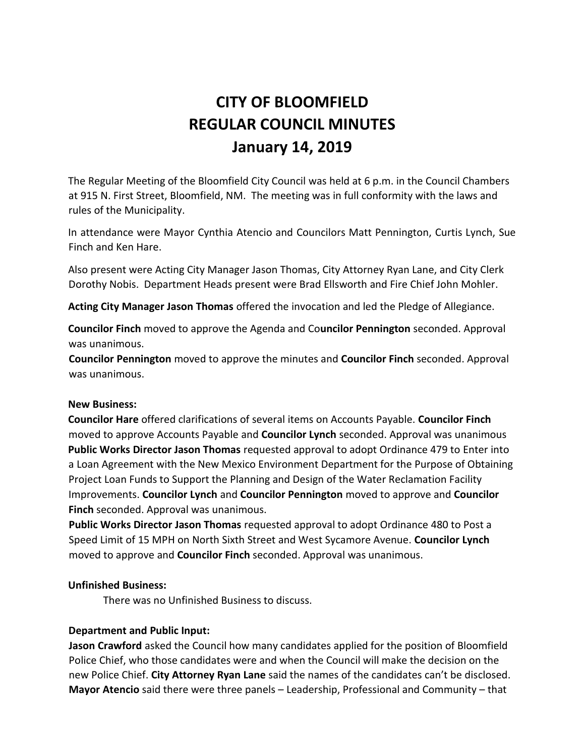# CITY OF BLOOMFIELD
# REGULAR COUNCIL MINUTES
# January 14, 2019

The Regular Meeting of the Bloomfield City Council was held at 6 p.m. in the Council Chambers at 915 N. First Street, Bloomfield, NM. The meeting was in full conformity with the laws and rules of the Municipality.

In attendance were Mayor Cynthia Atencio and Councilors Matt Pennington, Curtis Lynch, Sue Finch and Ken Hare.

Also present were Acting City Manager Jason Thomas, City Attorney Ryan Lane, and City Clerk Dorothy Nobis. Department Heads present were Brad Ellsworth and Fire Chief John Mohler.

**Acting City Manager Jason Thomas** offered the invocation and led the Pledge of Allegiance.

**Councilor Finch** moved to approve the Agenda and Co**uncilor Pennington** seconded. Approval was unanimous.
**Councilor Pennington** moved to approve the minutes and **Councilor Finch** seconded. Approval was unanimous.

**New Business:**
**Councilor Hare** offered clarifications of several items on Accounts Payable. **Councilor Finch** moved to approve Accounts Payable and **Councilor Lynch** seconded. Approval was unanimous
**Public Works Director Jason Thomas** requested approval to adopt Ordinance 479 to Enter into a Loan Agreement with the New Mexico Environment Department for the Purpose of Obtaining Project Loan Funds to Support the Planning and Design of the Water Reclamation Facility Improvements. **Councilor Lynch** and **Councilor Pennington** moved to approve and **Councilor Finch** seconded. Approval was unanimous.
**Public Works Director Jason Thomas** requested approval to adopt Ordinance 480 to Post a Speed Limit of 15 MPH on North Sixth Street and West Sycamore Avenue. **Councilor Lynch** moved to approve and **Councilor Finch** seconded. Approval was unanimous.

**Unfinished Business:**
There was no Unfinished Business to discuss.

**Department and Public Input:**
**Jason Crawford** asked the Council how many candidates applied for the position of Bloomfield Police Chief, who those candidates were and when the Council will make the decision on the new Police Chief. **City Attorney Ryan Lane** said the names of the candidates can't be disclosed. **Mayor Atencio** said there were three panels – Leadership, Professional and Community – that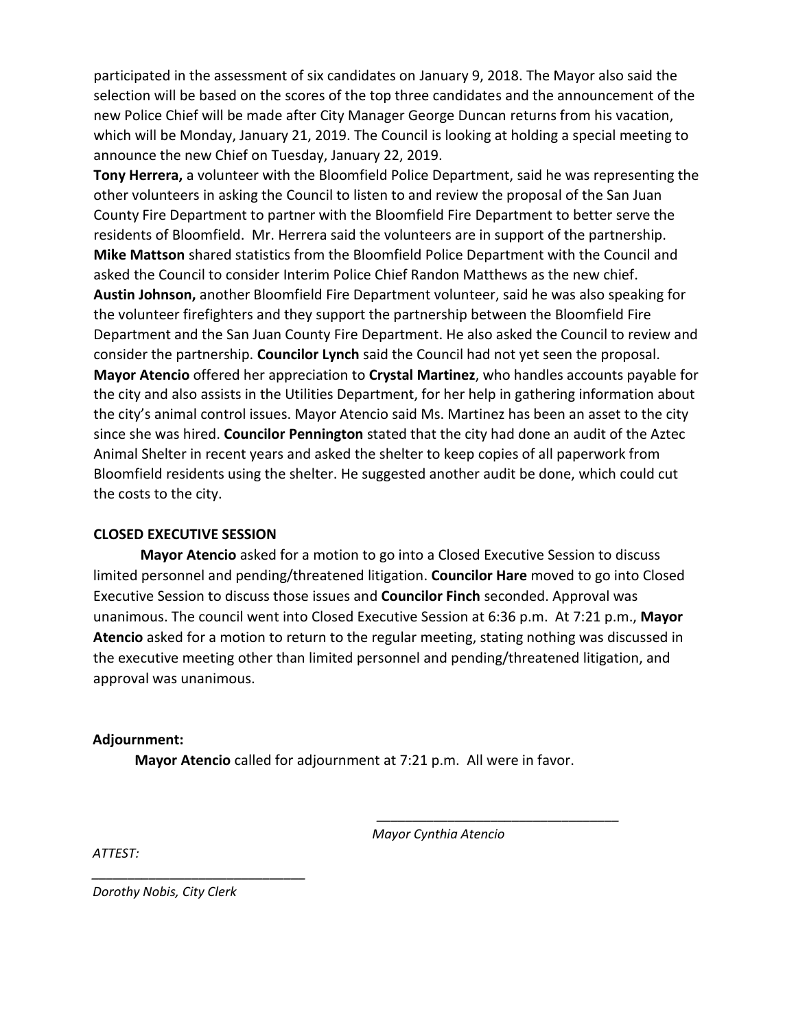participated in the assessment of six candidates on January 9, 2018. The Mayor also said the selection will be based on the scores of the top three candidates and the announcement of the new Police Chief will be made after City Manager George Duncan returns from his vacation, which will be Monday, January 21, 2019. The Council is looking at holding a special meeting to announce the new Chief on Tuesday, January 22, 2019.

**Tony Herrera,** a volunteer with the Bloomfield Police Department, said he was representing the other volunteers in asking the Council to listen to and review the proposal of the San Juan County Fire Department to partner with the Bloomfield Fire Department to better serve the residents of Bloomfield. Mr. Herrera said the volunteers are in support of the partnership.

**Mike Mattson** shared statistics from the Bloomfield Police Department with the Council and asked the Council to consider Interim Police Chief Randon Matthews as the new chief.

**Austin Johnson,** another Bloomfield Fire Department volunteer, said he was also speaking for the volunteer firefighters and they support the partnership between the Bloomfield Fire Department and the San Juan County Fire Department. He also asked the Council to review and consider the partnership. **Councilor Lynch** said the Council had not yet seen the proposal.

**Mayor Atencio** offered her appreciation to **Crystal Martinez**, who handles accounts payable for the city and also assists in the Utilities Department, for her help in gathering information about the city's animal control issues. Mayor Atencio said Ms. Martinez has been an asset to the city since she was hired. **Councilor Pennington** stated that the city had done an audit of the Aztec Animal Shelter in recent years and asked the shelter to keep copies of all paperwork from Bloomfield residents using the shelter. He suggested another audit be done, which could cut the costs to the city.

**CLOSED EXECUTIVE SESSION**

**Mayor Atencio** asked for a motion to go into a Closed Executive Session to discuss limited personnel and pending/threatened litigation. **Councilor Hare** moved to go into Closed Executive Session to discuss those issues and **Councilor Finch** seconded. Approval was unanimous. The council went into Closed Executive Session at 6:36 p.m. At 7:21 p.m., **Mayor Atencio** asked for a motion to return to the regular meeting, stating nothing was discussed in the executive meeting other than limited personnel and pending/threatened litigation, and approval was unanimous.

**Adjournment:**

**Mayor Atencio** called for adjournment at 7:21 p.m. All were in favor.

\_\_\_\_\_\_\_\_\_\_\_\_\_\_\_\_\_\_\_\_\_\_\_\_\_\_\_\_\_\_\_\_\_\_

*Mayor Cynthia Atencio*

*ATTEST:*

\_\_\_\_\_\_\_\_\_\_\_\_\_\_\_\_\_\_\_\_\_\_\_\_\_\_\_\_\_\_

*Dorothy Nobis, City Clerk*